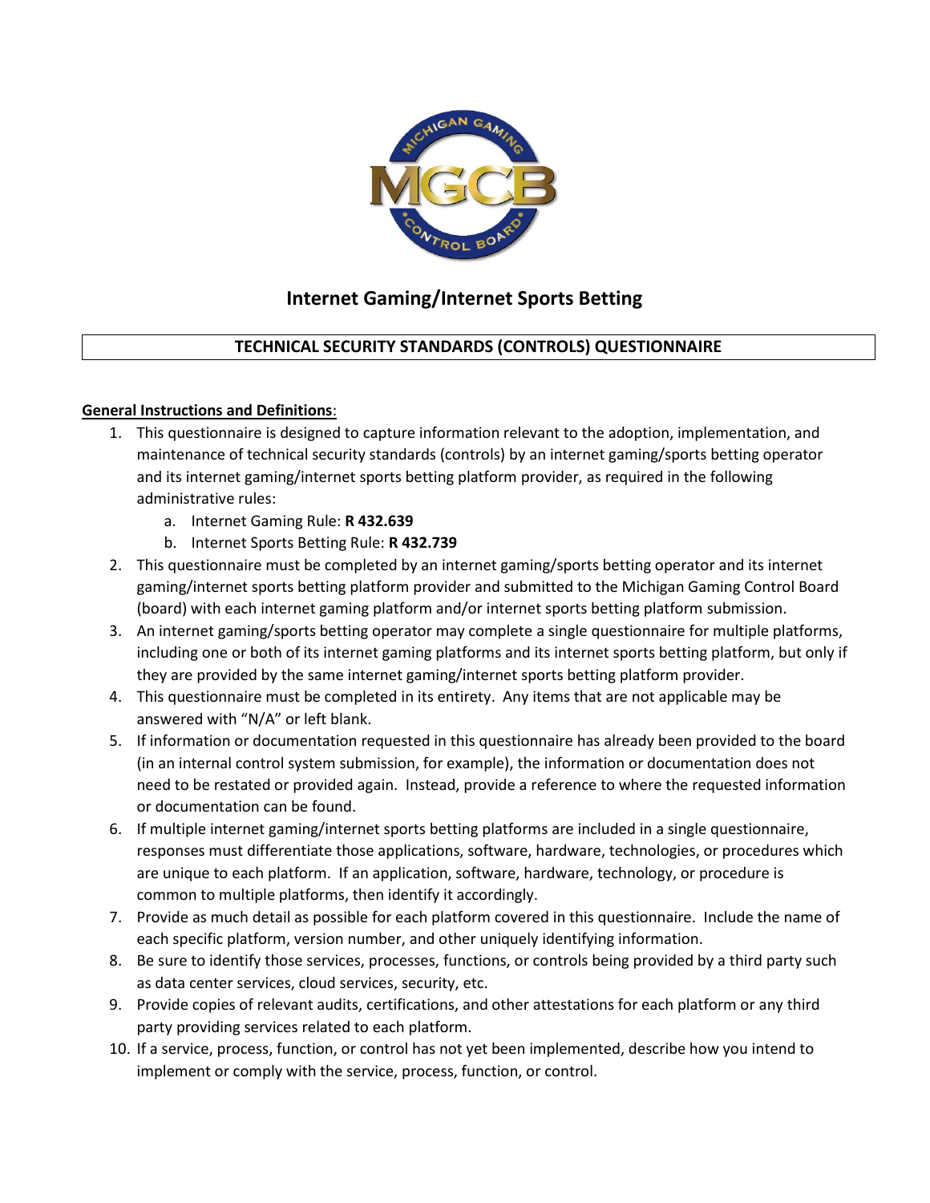# Internet Gaming/Internet Sports Betting

## TECHNICAL SECURITY STANDARDS (CONTROLS) QUESTIONNAIRE

**General Instructions and Definitions**:

1. This questionnaire is designed to capture information relevant to the adoption, implementation, and maintenance of technical security standards (controls) by an internet gaming/sports betting operator and its internet gaming/internet sports betting platform provider, as required in the following administrative rules:
   a. Internet Gaming Rule: **R 432.639**
   b. Internet Sports Betting Rule: **R 432.739**
2. This questionnaire must be completed by an internet gaming/sports betting operator and its internet gaming/internet sports betting platform provider and submitted to the Michigan Gaming Control Board (board) with each internet gaming platform and/or internet sports betting platform submission.
3. An internet gaming/sports betting operator may complete a single questionnaire for multiple platforms, including one or both of its internet gaming platforms and its internet sports betting platform, but only if they are provided by the same internet gaming/internet sports betting platform provider.
4. This questionnaire must be completed in its entirety. Any items that are not applicable may be answered with "N/A" or left blank.
5. If information or documentation requested in this questionnaire has already been provided to the board (in an internal control system submission, for example), the information or documentation does not need to be restated or provided again. Instead, provide a reference to where the requested information or documentation can be found.
6. If multiple internet gaming/internet sports betting platforms are included in a single questionnaire, responses must differentiate those applications, software, hardware, technologies, or procedures which are unique to each platform. If an application, software, hardware, technology, or procedure is common to multiple platforms, then identify it accordingly.
7. Provide as much detail as possible for each platform covered in this questionnaire. Include the name of each specific platform, version number, and other uniquely identifying information.
8. Be sure to identify those services, processes, functions, or controls being provided by a third party such as data center services, cloud services, security, etc.
9. Provide copies of relevant audits, certifications, and other attestations for each platform or any third party providing services related to each platform.
10. If a service, process, function, or control has not yet been implemented, describe how you intend to implement or comply with the service, process, function, or control.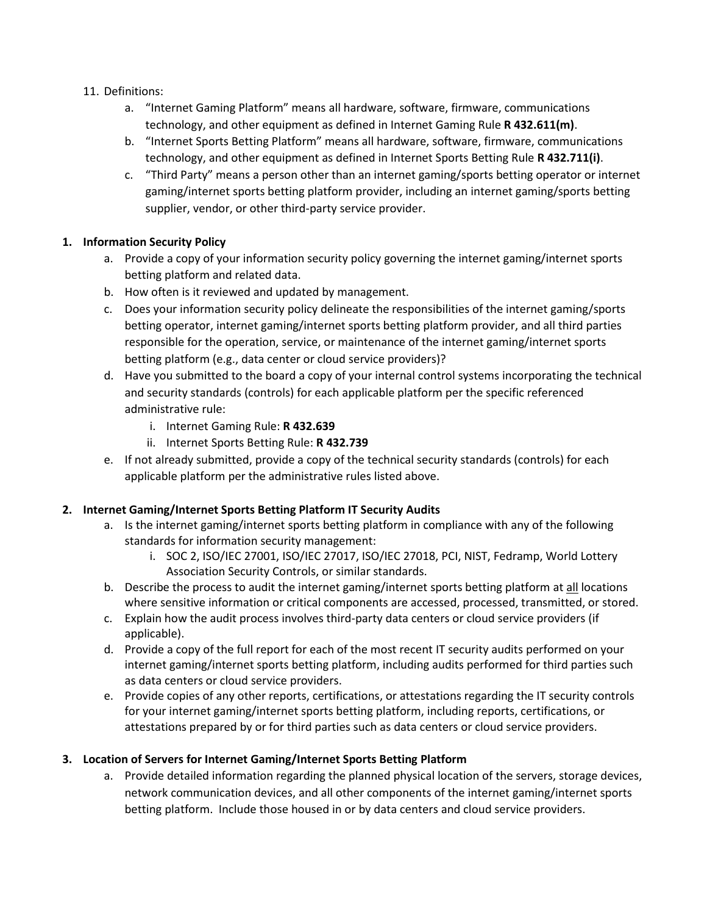11. Definitions:
    a. "Internet Gaming Platform" means all hardware, software, firmware, communications technology, and other equipment as defined in Internet Gaming Rule **R 432.611(m)**.
    b. "Internet Sports Betting Platform" means all hardware, software, firmware, communications technology, and other equipment as defined in Internet Sports Betting Rule **R 432.711(i)**.
    c. "Third Party" means a person other than an internet gaming/sports betting operator or internet gaming/internet sports betting platform provider, including an internet gaming/sports betting supplier, vendor, or other third-party service provider.

**1. Information Security Policy**

a. Provide a copy of your information security policy governing the internet gaming/internet sports betting platform and related data.

b. How often is it reviewed and updated by management.

c. Does your information security policy delineate the responsibilities of the internet gaming/sports betting operator, internet gaming/internet sports betting platform provider, and all third parties responsible for the operation, service, or maintenance of the internet gaming/internet sports betting platform (e.g., data center or cloud service providers)?

d. Have you submitted to the board a copy of your internal control systems incorporating the technical and security standards (controls) for each applicable platform per the specific referenced administrative rule:

   i. Internet Gaming Rule: **R 432.639**

   ii. Internet Sports Betting Rule: **R 432.739**

e. If not already submitted, provide a copy of the technical security standards (controls) for each applicable platform per the administrative rules listed above.

**2. Internet Gaming/Internet Sports Betting Platform IT Security Audits**

a. Is the internet gaming/internet sports betting platform in compliance with any of the following standards for information security management:

   i. SOC 2, ISO/IEC 27001, ISO/IEC 27017, ISO/IEC 27018, PCI, NIST, Fedramp, World Lottery Association Security Controls, or similar standards.

b. Describe the process to audit the internet gaming/internet sports betting platform at all locations where sensitive information or critical components are accessed, processed, transmitted, or stored.

c. Explain how the audit process involves third-party data centers or cloud service providers (if applicable).

d. Provide a copy of the full report for each of the most recent IT security audits performed on your internet gaming/internet sports betting platform, including audits performed for third parties such as data centers or cloud service providers.

e. Provide copies of any other reports, certifications, or attestations regarding the IT security controls for your internet gaming/internet sports betting platform, including reports, certifications, or attestations prepared by or for third parties such as data centers or cloud service providers.

**3. Location of Servers for Internet Gaming/Internet Sports Betting Platform**

a. Provide detailed information regarding the planned physical location of the servers, storage devices, network communication devices, and all other components of the internet gaming/internet sports betting platform. Include those housed in or by data centers and cloud service providers.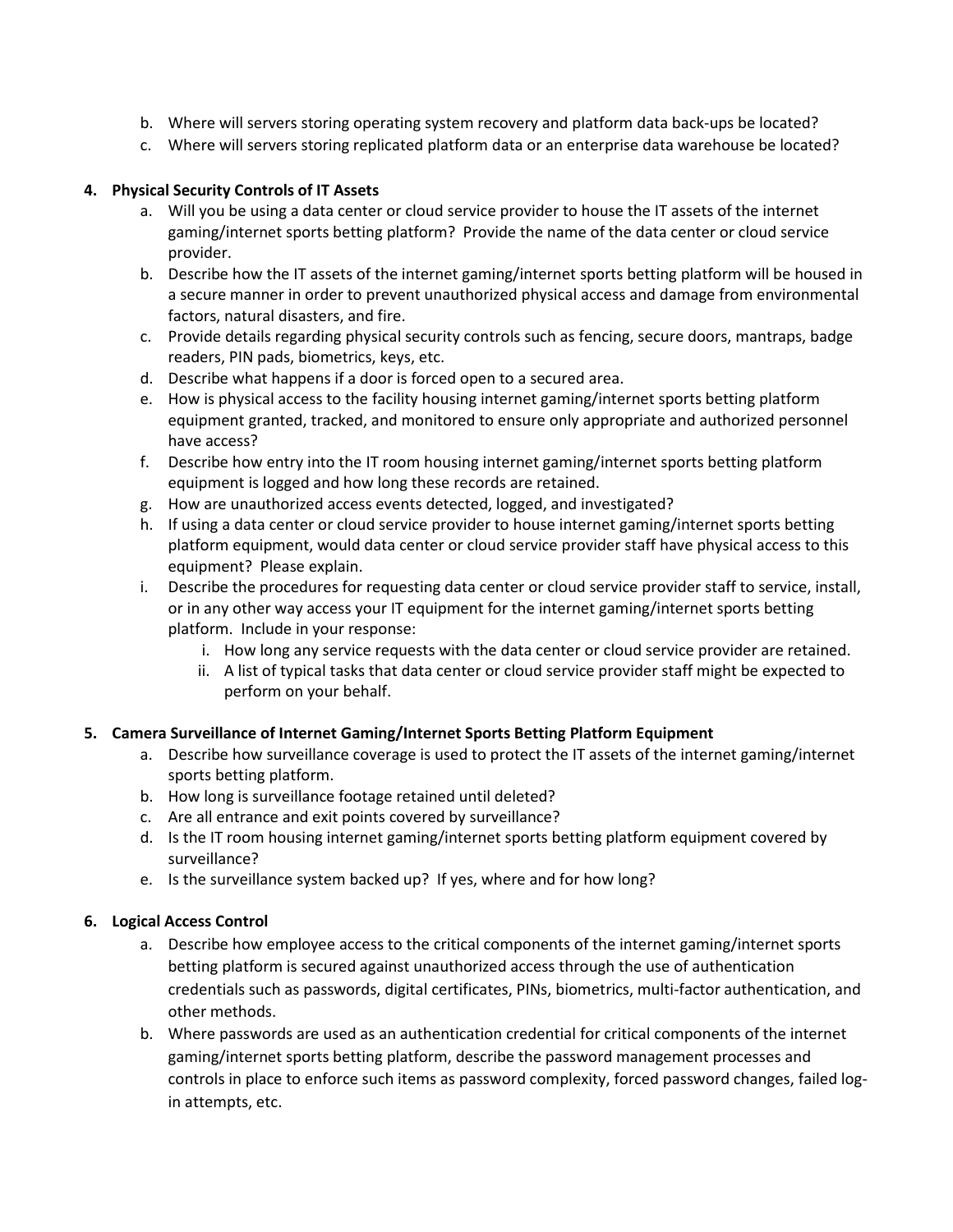b. Where will servers storing operating system recovery and platform data back-ups be located?
c. Where will servers storing replicated platform data or an enterprise data warehouse be located?

**4. Physical Security Controls of IT Assets**

a. Will you be using a data center or cloud service provider to house the IT assets of the internet gaming/internet sports betting platform? Provide the name of the data center or cloud service provider.
b. Describe how the IT assets of the internet gaming/internet sports betting platform will be housed in a secure manner in order to prevent unauthorized physical access and damage from environmental factors, natural disasters, and fire.
c. Provide details regarding physical security controls such as fencing, secure doors, mantraps, badge readers, PIN pads, biometrics, keys, etc.
d. Describe what happens if a door is forced open to a secured area.
e. How is physical access to the facility housing internet gaming/internet sports betting platform equipment granted, tracked, and monitored to ensure only appropriate and authorized personnel have access?
f. Describe how entry into the IT room housing internet gaming/internet sports betting platform equipment is logged and how long these records are retained.
g. How are unauthorized access events detected, logged, and investigated?
h. If using a data center or cloud service provider to house internet gaming/internet sports betting platform equipment, would data center or cloud service provider staff have physical access to this equipment? Please explain.
i. Describe the procedures for requesting data center or cloud service provider staff to service, install, or in any other way access your IT equipment for the internet gaming/internet sports betting platform. Include in your response:
   i. How long any service requests with the data center or cloud service provider are retained.
   ii. A list of typical tasks that data center or cloud service provider staff might be expected to perform on your behalf.

**5. Camera Surveillance of Internet Gaming/Internet Sports Betting Platform Equipment**

a. Describe how surveillance coverage is used to protect the IT assets of the internet gaming/internet sports betting platform.
b. How long is surveillance footage retained until deleted?
c. Are all entrance and exit points covered by surveillance?
d. Is the IT room housing internet gaming/internet sports betting platform equipment covered by surveillance?
e. Is the surveillance system backed up? If yes, where and for how long?

**6. Logical Access Control**

a. Describe how employee access to the critical components of the internet gaming/internet sports betting platform is secured against unauthorized access through the use of authentication credentials such as passwords, digital certificates, PINs, biometrics, multi-factor authentication, and other methods.
b. Where passwords are used as an authentication credential for critical components of the internet gaming/internet sports betting platform, describe the password management processes and controls in place to enforce such items as password complexity, forced password changes, failed log-in attempts, etc.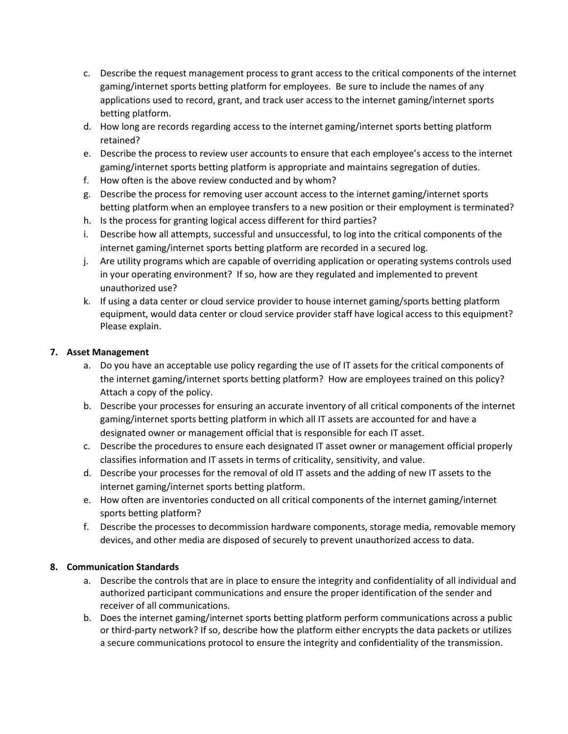c. Describe the request management process to grant access to the critical components of the internet gaming/internet sports betting platform for employees. Be sure to include the names of any applications used to record, grant, and track user access to the internet gaming/internet sports betting platform.
d. How long are records regarding access to the internet gaming/internet sports betting platform retained?
e. Describe the process to review user accounts to ensure that each employee's access to the internet gaming/internet sports betting platform is appropriate and maintains segregation of duties.
f. How often is the above review conducted and by whom?
g. Describe the process for removing user account access to the internet gaming/internet sports betting platform when an employee transfers to a new position or their employment is terminated?
h. Is the process for granting logical access different for third parties?
i. Describe how all attempts, successful and unsuccessful, to log into the critical components of the internet gaming/internet sports betting platform are recorded in a secured log.
j. Are utility programs which are capable of overriding application or operating systems controls used in your operating environment? If so, how are they regulated and implemented to prevent unauthorized use?
k. If using a data center or cloud service provider to house internet gaming/sports betting platform equipment, would data center or cloud service provider staff have logical access to this equipment? Please explain.

**7. Asset Management**

a. Do you have an acceptable use policy regarding the use of IT assets for the critical components of the internet gaming/internet sports betting platform? How are employees trained on this policy? Attach a copy of the policy.
b. Describe your processes for ensuring an accurate inventory of all critical components of the internet gaming/internet sports betting platform in which all IT assets are accounted for and have a designated owner or management official that is responsible for each IT asset.
c. Describe the procedures to ensure each designated IT asset owner or management official properly classifies information and IT assets in terms of criticality, sensitivity, and value.
d. Describe your processes for the removal of old IT assets and the adding of new IT assets to the internet gaming/internet sports betting platform.
e. How often are inventories conducted on all critical components of the internet gaming/internet sports betting platform?
f. Describe the processes to decommission hardware components, storage media, removable memory devices, and other media are disposed of securely to prevent unauthorized access to data.

**8. Communication Standards**

a. Describe the controls that are in place to ensure the integrity and confidentiality of all individual and authorized participant communications and ensure the proper identification of the sender and receiver of all communications.
b. Does the internet gaming/internet sports betting platform perform communications across a public or third-party network? If so, describe how the platform either encrypts the data packets or utilizes a secure communications protocol to ensure the integrity and confidentiality of the transmission.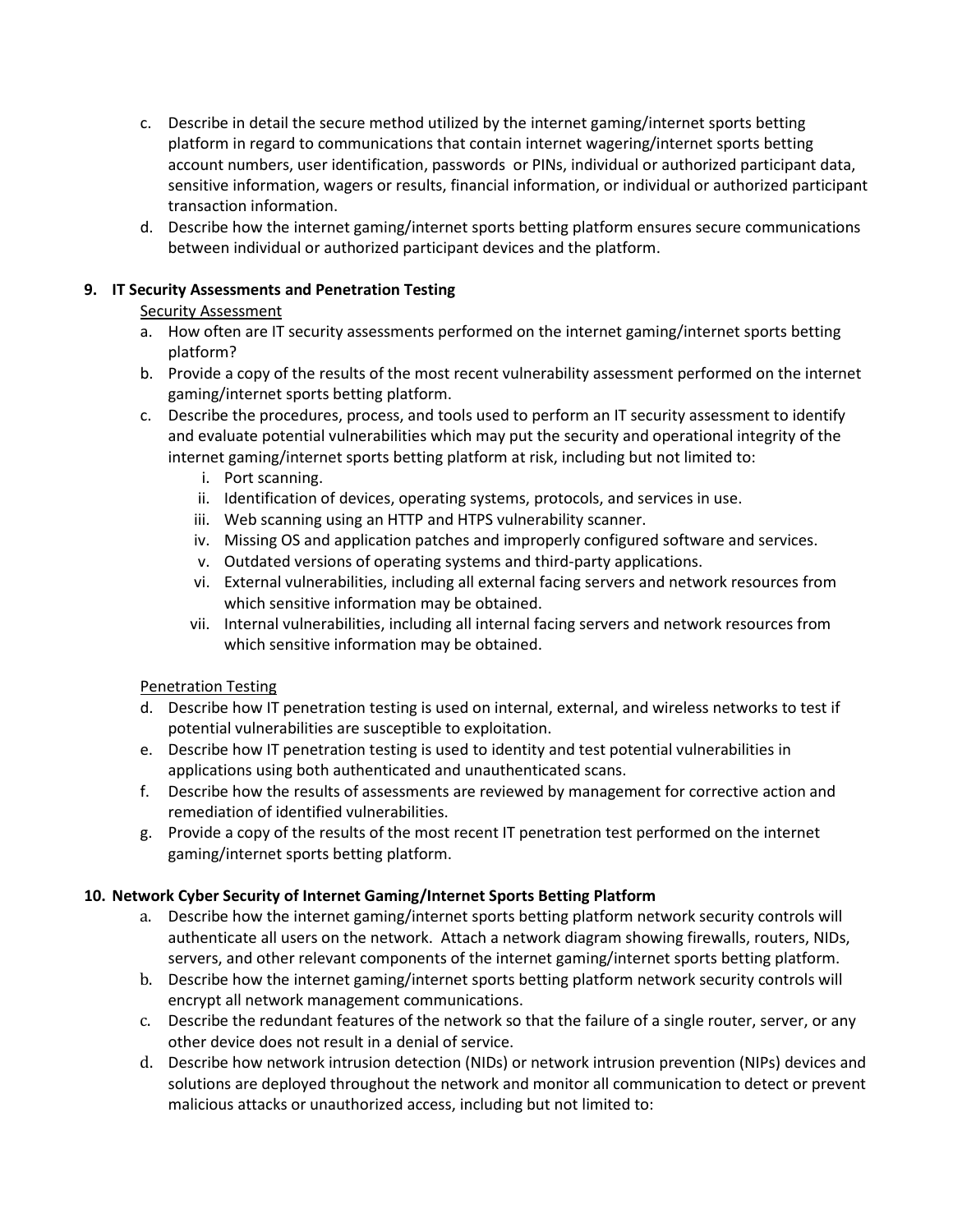c. Describe in detail the secure method utilized by the internet gaming/internet sports betting platform in regard to communications that contain internet wagering/internet sports betting account numbers, user identification, passwords or PINs, individual or authorized participant data, sensitive information, wagers or results, financial information, or individual or authorized participant transaction information.

d. Describe how the internet gaming/internet sports betting platform ensures secure communications between individual or authorized participant devices and the platform.

**9. IT Security Assessments and Penetration Testing**

Security Assessment

a. How often are IT security assessments performed on the internet gaming/internet sports betting platform?

b. Provide a copy of the results of the most recent vulnerability assessment performed on the internet gaming/internet sports betting platform.

c. Describe the procedures, process, and tools used to perform an IT security assessment to identify and evaluate potential vulnerabilities which may put the security and operational integrity of the internet gaming/internet sports betting platform at risk, including but not limited to:

   i. Port scanning.
   ii. Identification of devices, operating systems, protocols, and services in use.
   iii. Web scanning using an HTTP and HTPS vulnerability scanner.
   iv. Missing OS and application patches and improperly configured software and services.
   v. Outdated versions of operating systems and third-party applications.
   vi. External vulnerabilities, including all external facing servers and network resources from which sensitive information may be obtained.
   vii. Internal vulnerabilities, including all internal facing servers and network resources from which sensitive information may be obtained.

Penetration Testing

d. Describe how IT penetration testing is used on internal, external, and wireless networks to test if potential vulnerabilities are susceptible to exploitation.

e. Describe how IT penetration testing is used to identity and test potential vulnerabilities in applications using both authenticated and unauthenticated scans.

f. Describe how the results of assessments are reviewed by management for corrective action and remediation of identified vulnerabilities.

g. Provide a copy of the results of the most recent IT penetration test performed on the internet gaming/internet sports betting platform.

**10. Network Cyber Security of Internet Gaming/Internet Sports Betting Platform**

a. Describe how the internet gaming/internet sports betting platform network security controls will authenticate all users on the network. Attach a network diagram showing firewalls, routers, NIDs, servers, and other relevant components of the internet gaming/internet sports betting platform.

b. Describe how the internet gaming/internet sports betting platform network security controls will encrypt all network management communications.

c. Describe the redundant features of the network so that the failure of a single router, server, or any other device does not result in a denial of service.

d. Describe how network intrusion detection (NIDs) or network intrusion prevention (NIPs) devices and solutions are deployed throughout the network and monitor all communication to detect or prevent malicious attacks or unauthorized access, including but not limited to: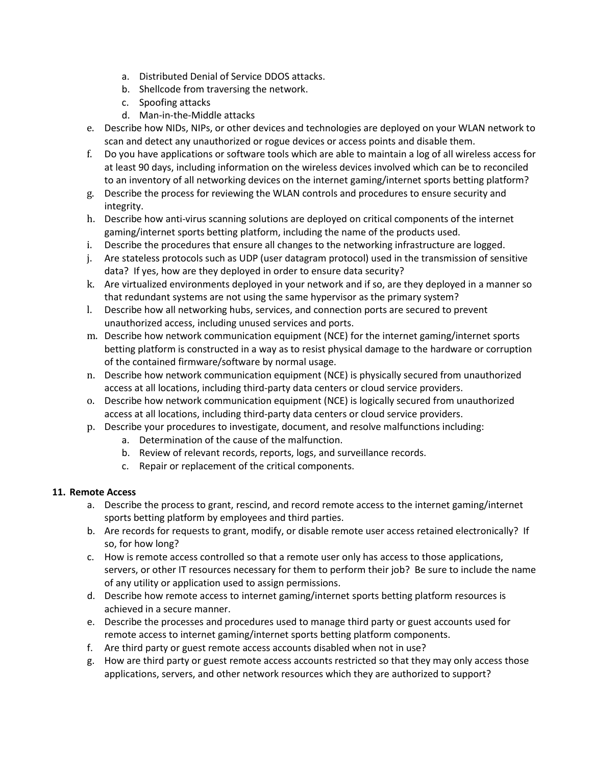a. Distributed Denial of Service DDOS attacks.
   b. Shellcode from traversing the network.
   c. Spoofing attacks
   d. Man-in-the-Middle attacks

e. Describe how NIDs, NIPs, or other devices and technologies are deployed on your WLAN network to scan and detect any unauthorized or rogue devices or access points and disable them.
f. Do you have applications or software tools which are able to maintain a log of all wireless access for at least 90 days, including information on the wireless devices involved which can be to reconciled to an inventory of all networking devices on the internet gaming/internet sports betting platform?
g. Describe the process for reviewing the WLAN controls and procedures to ensure security and integrity.
h. Describe how anti-virus scanning solutions are deployed on critical components of the internet gaming/internet sports betting platform, including the name of the products used.
i. Describe the procedures that ensure all changes to the networking infrastructure are logged.
j. Are stateless protocols such as UDP (user datagram protocol) used in the transmission of sensitive data? If yes, how are they deployed in order to ensure data security?
k. Are virtualized environments deployed in your network and if so, are they deployed in a manner so that redundant systems are not using the same hypervisor as the primary system?
l. Describe how all networking hubs, services, and connection ports are secured to prevent unauthorized access, including unused services and ports.
m. Describe how network communication equipment (NCE) for the internet gaming/internet sports betting platform is constructed in a way as to resist physical damage to the hardware or corruption of the contained firmware/software by normal usage.
n. Describe how network communication equipment (NCE) is physically secured from unauthorized access at all locations, including third-party data centers or cloud service providers.
o. Describe how network communication equipment (NCE) is logically secured from unauthorized access at all locations, including third-party data centers or cloud service providers.
p. Describe your procedures to investigate, document, and resolve malfunctions including:
   a. Determination of the cause of the malfunction.
   b. Review of relevant records, reports, logs, and surveillance records.
   c. Repair or replacement of the critical components.

**11. Remote Access**

a. Describe the process to grant, rescind, and record remote access to the internet gaming/internet sports betting platform by employees and third parties.
b. Are records for requests to grant, modify, or disable remote user access retained electronically? If so, for how long?
c. How is remote access controlled so that a remote user only has access to those applications, servers, or other IT resources necessary for them to perform their job? Be sure to include the name of any utility or application used to assign permissions.
d. Describe how remote access to internet gaming/internet sports betting platform resources is achieved in a secure manner.
e. Describe the processes and procedures used to manage third party or guest accounts used for remote access to internet gaming/internet sports betting platform components.
f. Are third party or guest remote access accounts disabled when not in use?
g. How are third party or guest remote access accounts restricted so that they may only access those applications, servers, and other network resources which they are authorized to support?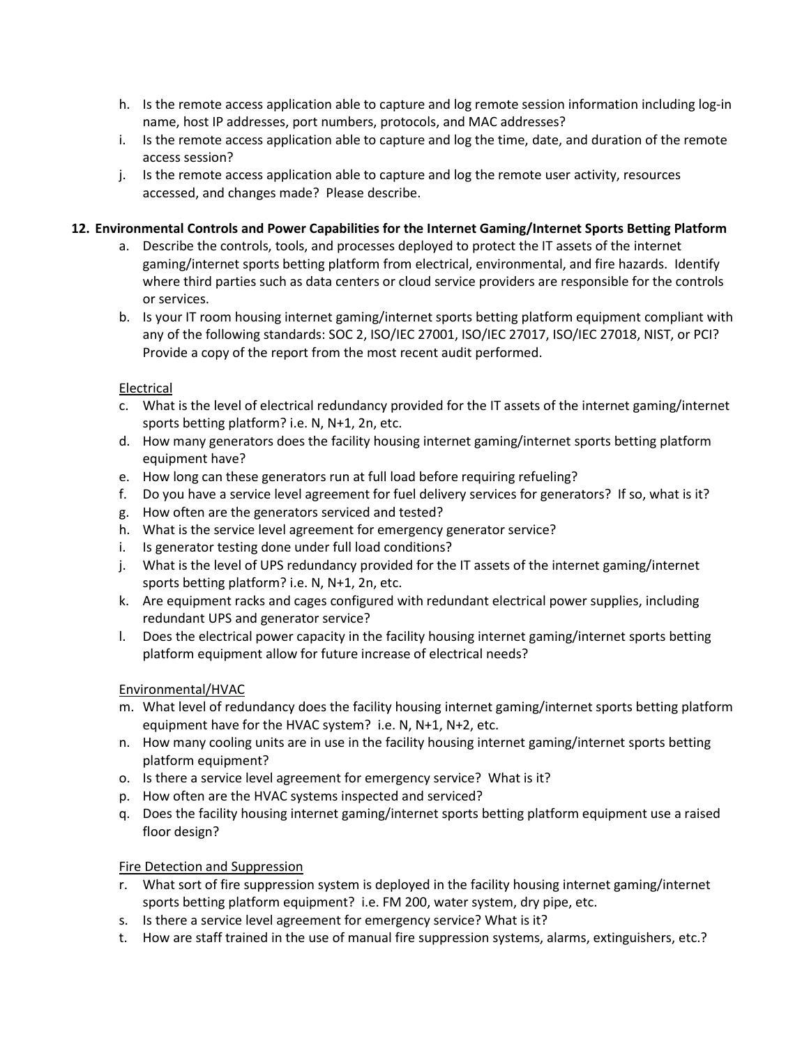h. Is the remote access application able to capture and log remote session information including log-in name, host IP addresses, port numbers, protocols, and MAC addresses?
i. Is the remote access application able to capture and log the time, date, and duration of the remote access session?
j. Is the remote access application able to capture and log the remote user activity, resources accessed, and changes made? Please describe.

**12. Environmental Controls and Power Capabilities for the Internet Gaming/Internet Sports Betting Platform**

a. Describe the controls, tools, and processes deployed to protect the IT assets of the internet gaming/internet sports betting platform from electrical, environmental, and fire hazards. Identify where third parties such as data centers or cloud service providers are responsible for the controls or services.
b. Is your IT room housing internet gaming/internet sports betting platform equipment compliant with any of the following standards: SOC 2, ISO/IEC 27001, ISO/IEC 27017, ISO/IEC 27018, NIST, or PCI? Provide a copy of the report from the most recent audit performed.

<u>Electrical</u>

c. What is the level of electrical redundancy provided for the IT assets of the internet gaming/internet sports betting platform? i.e. N, N+1, 2n, etc.
d. How many generators does the facility housing internet gaming/internet sports betting platform equipment have?
e. How long can these generators run at full load before requiring refueling?
f. Do you have a service level agreement for fuel delivery services for generators? If so, what is it?
g. How often are the generators serviced and tested?
h. What is the service level agreement for emergency generator service?
i. Is generator testing done under full load conditions?
j. What is the level of UPS redundancy provided for the IT assets of the internet gaming/internet sports betting platform? i.e. N, N+1, 2n, etc.
k. Are equipment racks and cages configured with redundant electrical power supplies, including redundant UPS and generator service?
l. Does the electrical power capacity in the facility housing internet gaming/internet sports betting platform equipment allow for future increase of electrical needs?

<u>Environmental/HVAC</u>

m. What level of redundancy does the facility housing internet gaming/internet sports betting platform equipment have for the HVAC system? i.e. N, N+1, N+2, etc.
n. How many cooling units are in use in the facility housing internet gaming/internet sports betting platform equipment?
o. Is there a service level agreement for emergency service? What is it?
p. How often are the HVAC systems inspected and serviced?
q. Does the facility housing internet gaming/internet sports betting platform equipment use a raised floor design?

<u>Fire Detection and Suppression</u>

r. What sort of fire suppression system is deployed in the facility housing internet gaming/internet sports betting platform equipment? i.e. FM 200, water system, dry pipe, etc.
s. Is there a service level agreement for emergency service? What is it?
t. How are staff trained in the use of manual fire suppression systems, alarms, extinguishers, etc.?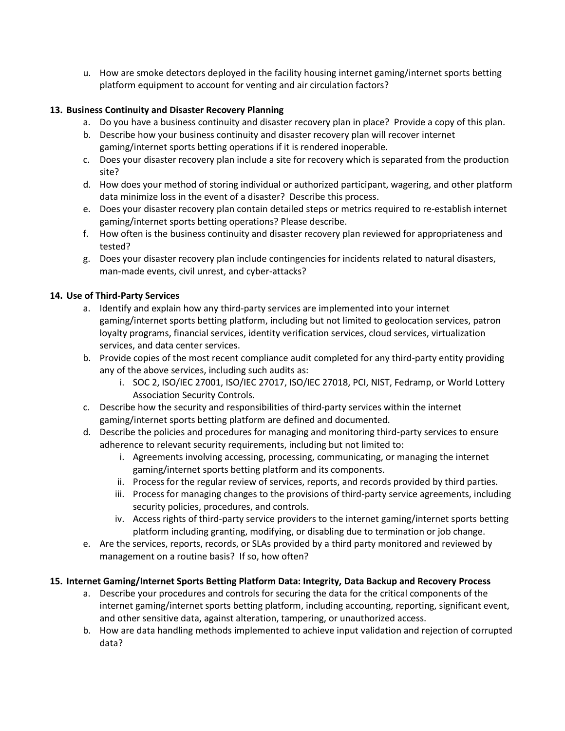u. How are smoke detectors deployed in the facility housing internet gaming/internet sports betting platform equipment to account for venting and air circulation factors?

**13. Business Continuity and Disaster Recovery Planning**

a. Do you have a business continuity and disaster recovery plan in place? Provide a copy of this plan.
b. Describe how your business continuity and disaster recovery plan will recover internet gaming/internet sports betting operations if it is rendered inoperable.
c. Does your disaster recovery plan include a site for recovery which is separated from the production site?
d. How does your method of storing individual or authorized participant, wagering, and other platform data minimize loss in the event of a disaster? Describe this process.
e. Does your disaster recovery plan contain detailed steps or metrics required to re-establish internet gaming/internet sports betting operations? Please describe.
f. How often is the business continuity and disaster recovery plan reviewed for appropriateness and tested?
g. Does your disaster recovery plan include contingencies for incidents related to natural disasters, man-made events, civil unrest, and cyber-attacks?

**14. Use of Third-Party Services**

a. Identify and explain how any third-party services are implemented into your internet gaming/internet sports betting platform, including but not limited to geolocation services, patron loyalty programs, financial services, identity verification services, cloud services, virtualization services, and data center services.
b. Provide copies of the most recent compliance audit completed for any third-party entity providing any of the above services, including such audits as:
    i. SOC 2, ISO/IEC 27001, ISO/IEC 27017, ISO/IEC 27018, PCI, NIST, Fedramp, or World Lottery Association Security Controls.
c. Describe how the security and responsibilities of third-party services within the internet gaming/internet sports betting platform are defined and documented.
d. Describe the policies and procedures for managing and monitoring third-party services to ensure adherence to relevant security requirements, including but not limited to:
    i. Agreements involving accessing, processing, communicating, or managing the internet gaming/internet sports betting platform and its components.
    ii. Process for the regular review of services, reports, and records provided by third parties.
    iii. Process for managing changes to the provisions of third-party service agreements, including security policies, procedures, and controls.
    iv. Access rights of third-party service providers to the internet gaming/internet sports betting platform including granting, modifying, or disabling due to termination or job change.
e. Are the services, reports, records, or SLAs provided by a third party monitored and reviewed by management on a routine basis? If so, how often?

**15. Internet Gaming/Internet Sports Betting Platform Data: Integrity, Data Backup and Recovery Process**

a. Describe your procedures and controls for securing the data for the critical components of the internet gaming/internet sports betting platform, including accounting, reporting, significant event, and other sensitive data, against alteration, tampering, or unauthorized access.
b. How are data handling methods implemented to achieve input validation and rejection of corrupted data?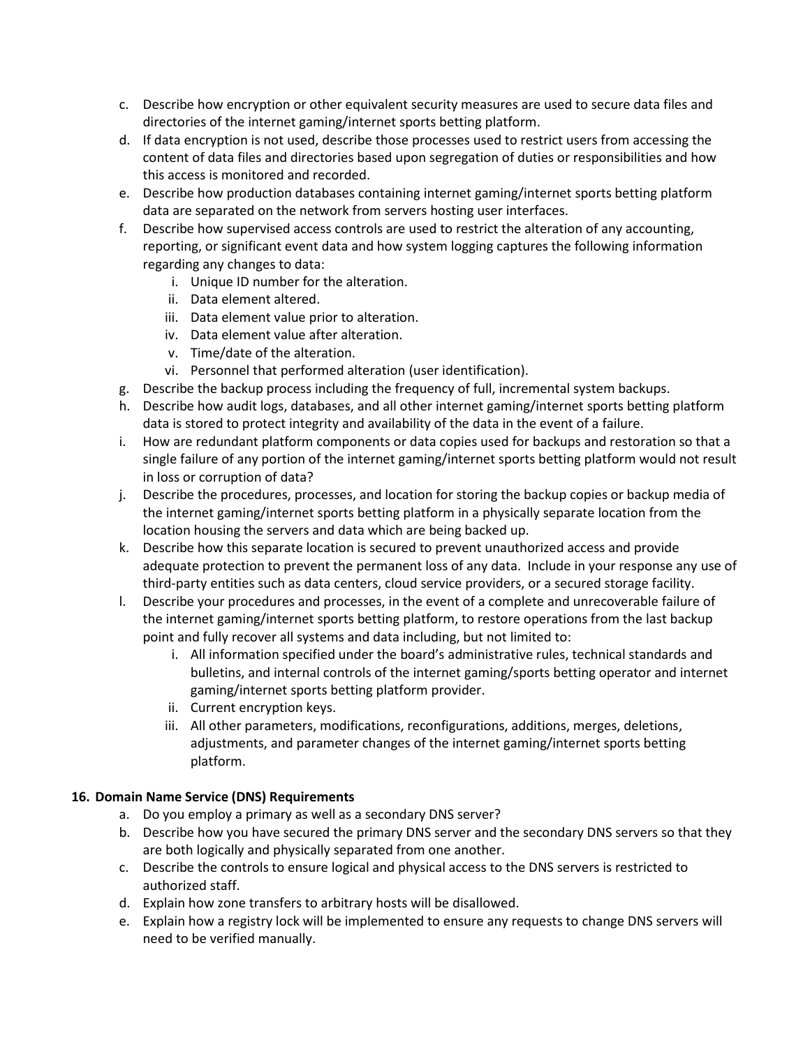c. Describe how encryption or other equivalent security measures are used to secure data files and directories of the internet gaming/internet sports betting platform.
d. If data encryption is not used, describe those processes used to restrict users from accessing the content of data files and directories based upon segregation of duties or responsibilities and how this access is monitored and recorded.
e. Describe how production databases containing internet gaming/internet sports betting platform data are separated on the network from servers hosting user interfaces.
f. Describe how supervised access controls are used to restrict the alteration of any accounting, reporting, or significant event data and how system logging captures the following information regarding any changes to data:
    i. Unique ID number for the alteration.
    ii. Data element altered.
    iii. Data element value prior to alteration.
    iv. Data element value after alteration.
    v. Time/date of the alteration.
    vi. Personnel that performed alteration (user identification).
g. Describe the backup process including the frequency of full, incremental system backups.
h. Describe how audit logs, databases, and all other internet gaming/internet sports betting platform data is stored to protect integrity and availability of the data in the event of a failure.
i. How are redundant platform components or data copies used for backups and restoration so that a single failure of any portion of the internet gaming/internet sports betting platform would not result in loss or corruption of data?
j. Describe the procedures, processes, and location for storing the backup copies or backup media of the internet gaming/internet sports betting platform in a physically separate location from the location housing the servers and data which are being backed up.
k. Describe how this separate location is secured to prevent unauthorized access and provide adequate protection to prevent the permanent loss of any data. Include in your response any use of third-party entities such as data centers, cloud service providers, or a secured storage facility.
l. Describe your procedures and processes, in the event of a complete and unrecoverable failure of the internet gaming/internet sports betting platform, to restore operations from the last backup point and fully recover all systems and data including, but not limited to:
    i. All information specified under the board's administrative rules, technical standards and bulletins, and internal controls of the internet gaming/sports betting operator and internet gaming/internet sports betting platform provider.
    ii. Current encryption keys.
    iii. All other parameters, modifications, reconfigurations, additions, merges, deletions, adjustments, and parameter changes of the internet gaming/internet sports betting platform.

**16. Domain Name Service (DNS) Requirements**

a. Do you employ a primary as well as a secondary DNS server?
b. Describe how you have secured the primary DNS server and the secondary DNS servers so that they are both logically and physically separated from one another.
c. Describe the controls to ensure logical and physical access to the DNS servers is restricted to authorized staff.
d. Explain how zone transfers to arbitrary hosts will be disallowed.
e. Explain how a registry lock will be implemented to ensure any requests to change DNS servers will need to be verified manually.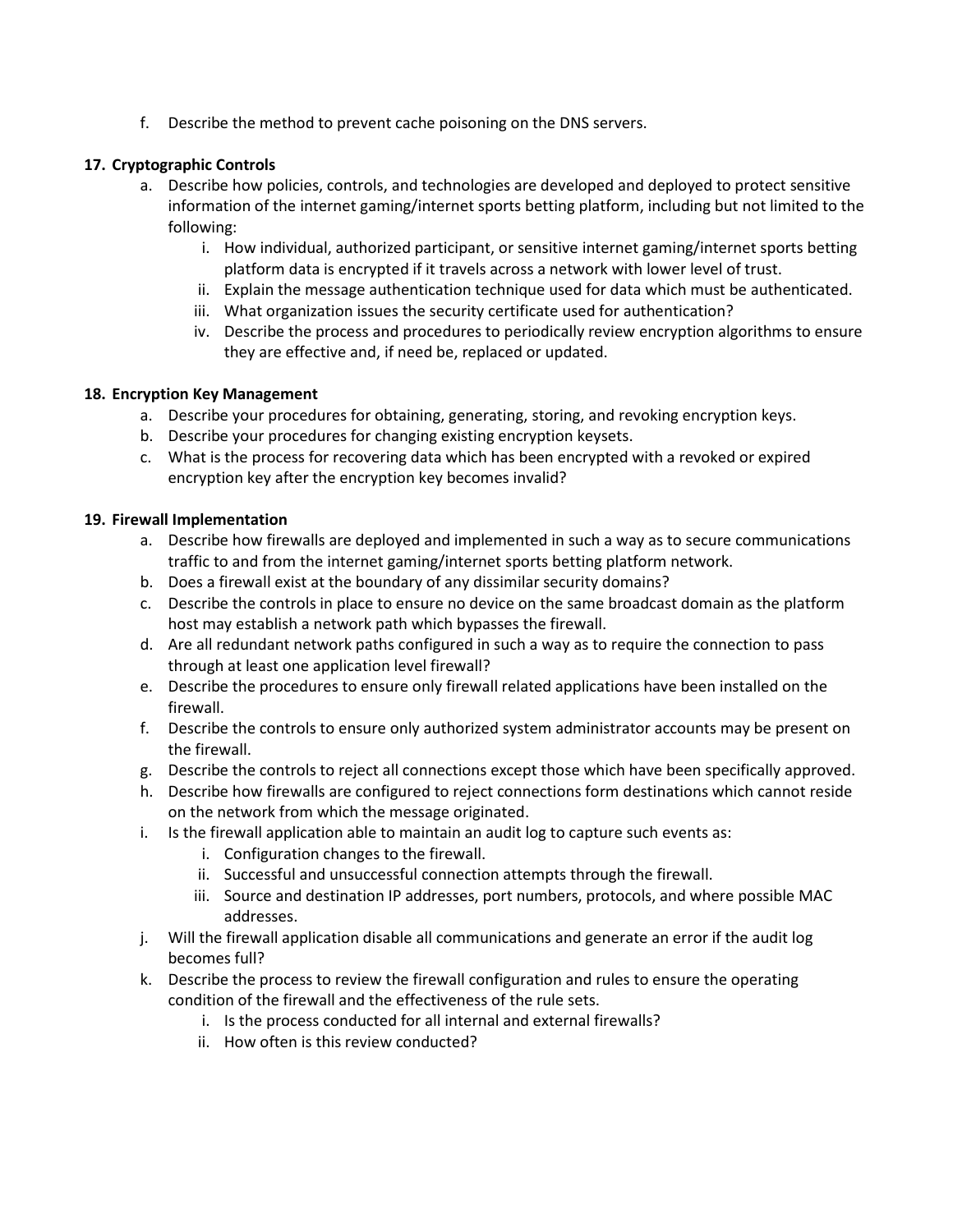f. Describe the method to prevent cache poisoning on the DNS servers.

**17. Cryptographic Controls**

a. Describe how policies, controls, and technologies are developed and deployed to protect sensitive information of the internet gaming/internet sports betting platform, including but not limited to the following:
   i. How individual, authorized participant, or sensitive internet gaming/internet sports betting platform data is encrypted if it travels across a network with lower level of trust.
   ii. Explain the message authentication technique used for data which must be authenticated.
   iii. What organization issues the security certificate used for authentication?
   iv. Describe the process and procedures to periodically review encryption algorithms to ensure they are effective and, if need be, replaced or updated.

**18. Encryption Key Management**

a. Describe your procedures for obtaining, generating, storing, and revoking encryption keys.
b. Describe your procedures for changing existing encryption keysets.
c. What is the process for recovering data which has been encrypted with a revoked or expired encryption key after the encryption key becomes invalid?

**19. Firewall Implementation**

a. Describe how firewalls are deployed and implemented in such a way as to secure communications traffic to and from the internet gaming/internet sports betting platform network.
b. Does a firewall exist at the boundary of any dissimilar security domains?
c. Describe the controls in place to ensure no device on the same broadcast domain as the platform host may establish a network path which bypasses the firewall.
d. Are all redundant network paths configured in such a way as to require the connection to pass through at least one application level firewall?
e. Describe the procedures to ensure only firewall related applications have been installed on the firewall.
f. Describe the controls to ensure only authorized system administrator accounts may be present on the firewall.
g. Describe the controls to reject all connections except those which have been specifically approved.
h. Describe how firewalls are configured to reject connections form destinations which cannot reside on the network from which the message originated.
i. Is the firewall application able to maintain an audit log to capture such events as:
   i. Configuration changes to the firewall.
   ii. Successful and unsuccessful connection attempts through the firewall.
   iii. Source and destination IP addresses, port numbers, protocols, and where possible MAC addresses.
j. Will the firewall application disable all communications and generate an error if the audit log becomes full?
k. Describe the process to review the firewall configuration and rules to ensure the operating condition of the firewall and the effectiveness of the rule sets.
   i. Is the process conducted for all internal and external firewalls?
   ii. How often is this review conducted?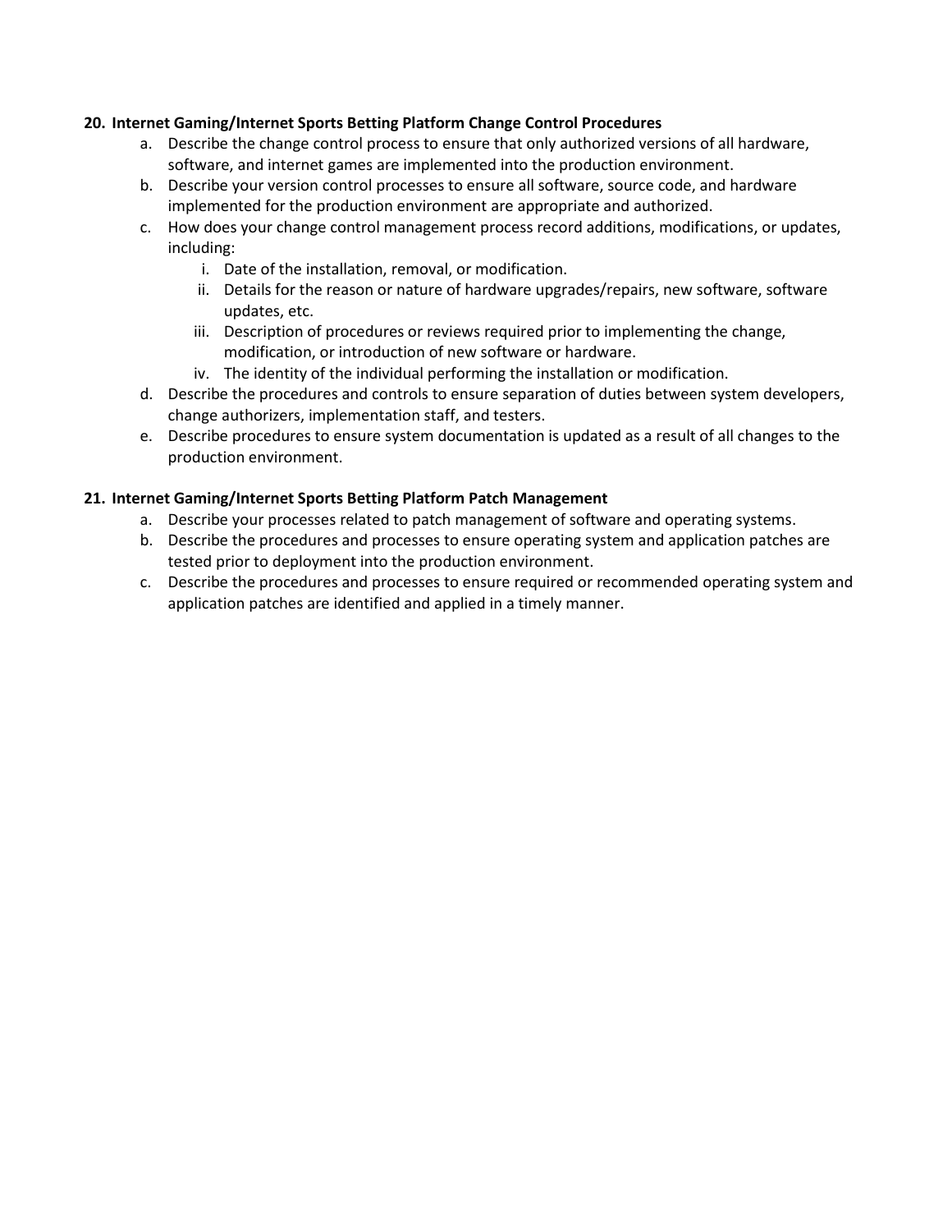**20. Internet Gaming/Internet Sports Betting Platform Change Control Procedures**

a. Describe the change control process to ensure that only authorized versions of all hardware, software, and internet games are implemented into the production environment.

b. Describe your version control processes to ensure all software, source code, and hardware implemented for the production environment are appropriate and authorized.

c. How does your change control management process record additions, modifications, or updates, including:

   i. Date of the installation, removal, or modification.

   ii. Details for the reason or nature of hardware upgrades/repairs, new software, software updates, etc.

   iii. Description of procedures or reviews required prior to implementing the change, modification, or introduction of new software or hardware.

   iv. The identity of the individual performing the installation or modification.

d. Describe the procedures and controls to ensure separation of duties between system developers, change authorizers, implementation staff, and testers.

e. Describe procedures to ensure system documentation is updated as a result of all changes to the production environment.

**21. Internet Gaming/Internet Sports Betting Platform Patch Management**

a. Describe your processes related to patch management of software and operating systems.

b. Describe the procedures and processes to ensure operating system and application patches are tested prior to deployment into the production environment.

c. Describe the procedures and processes to ensure required or recommended operating system and application patches are identified and applied in a timely manner.